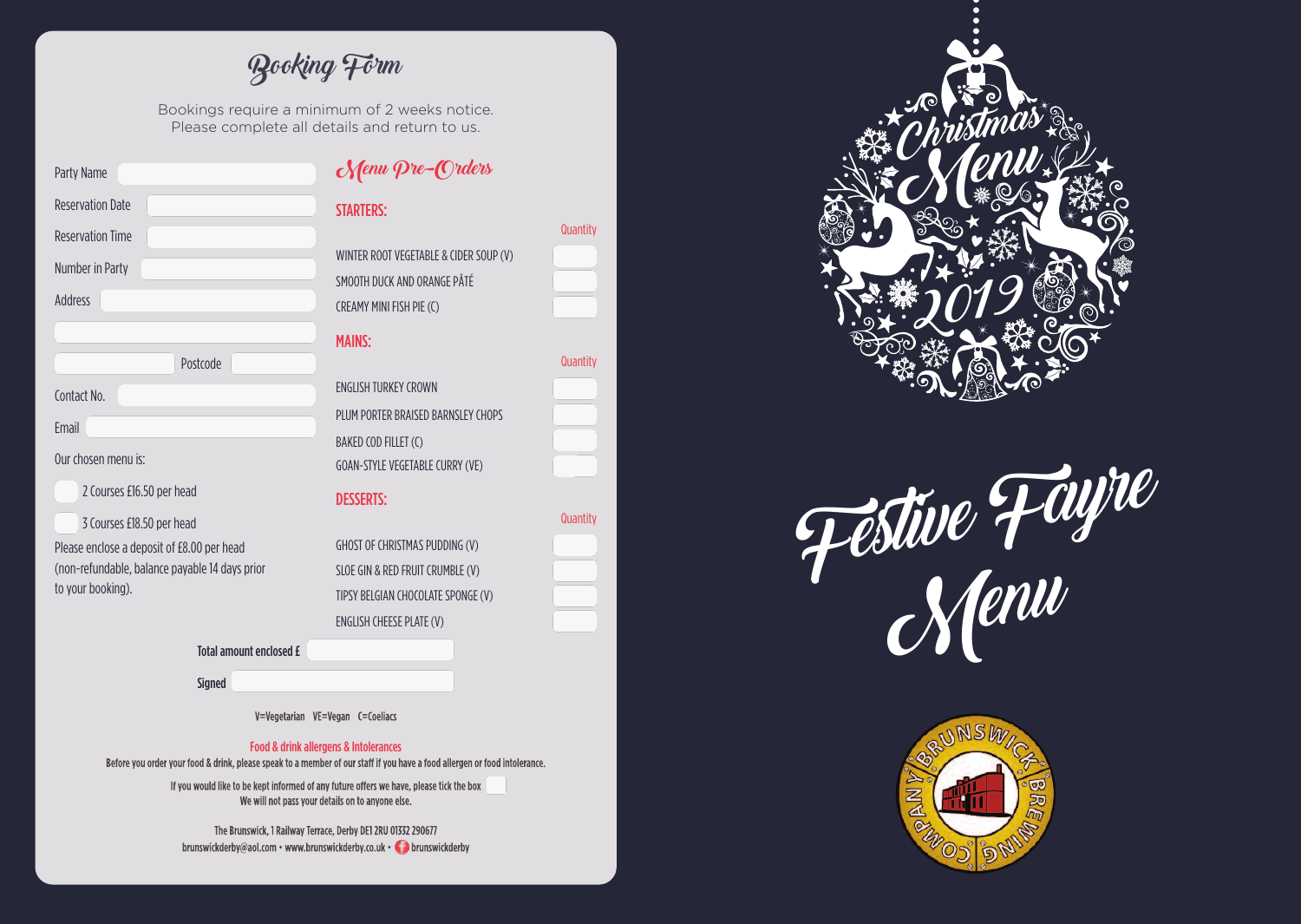# Booking Form

Bookings require a minimum of 2 weeks notice.
Please complete all details and return to us.

Party Name

Reservation Date

Reservation Time

Number in Party

Address

Postcode

Contact No.

Email

Our chosen menu is:

- 2 Courses £16.50 per head
- 3 Courses £18.50 per head

Please enclose a deposit of £8.00 per head (non-refundable, balance payable 14 days prior to your booking).

## Menu Pre-Orders

### STARTERS:

| | Quantity |
|---|---|
| WINTER ROOT VEGETABLE & CIDER SOUP (V) | |
| SMOOTH DUCK AND ORANGE PÂTÉ | |
| CREAMY MINI FISH PIE (C) | |

### MAINS:

| | Quantity |
|---|---|
| ENGLISH TURKEY CROWN | |
| PLUM PORTER BRAISED BARNSLEY CHOPS | |
| BAKED COD FILLET (C) | |
| GOAN-STYLE VEGETABLE CURRY (VE) | |

### DESSERTS:

| | Quantity |
|---|---|
| GHOST OF CHRISTMAS PUDDING (V) | |
| SLOE GIN & RED FRUIT CRUMBLE (V) | |
| TIPSY BELGIAN CHOCOLATE SPONGE (V) | |
| ENGLISH CHEESE PLATE (V) | |

**Total amount enclosed £**

**Signed**

V=Vegetarian VE=Vegan C=Coeliacs

**Food & drink allergens & Intolerances**

Before you order your food & drink, please speak to a member of our staff if you have a food allergen or food intolerance.

If you would like to be kept informed of any future offers we have, please tick the box
We will not pass your details on to anyone else.

The Brunswick, 1 Railway Terrace, Derby DE1 2RU 01332 290677
brunswickderby@aol.com • www.brunswickderby.co.uk • brunswickderby

# Christmas Menu 2019

# Festive Fayre Menu

BRUNSWICK BREWING COMPANY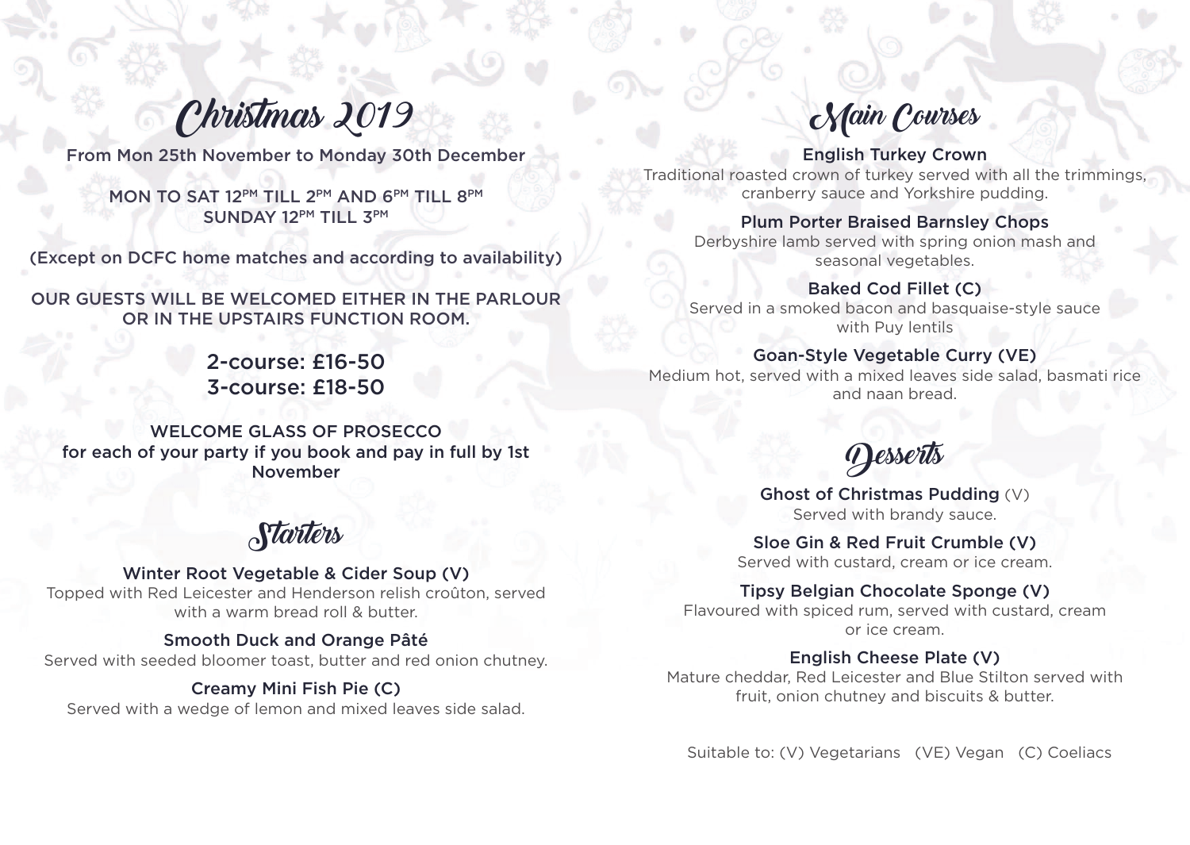# Christmas 2019

From Mon 25th November to Monday 30th December

MON TO SAT 12PM TILL 2PM AND 6PM TILL 8PM
SUNDAY 12PM TILL 3PM

(Except on DCFC home matches and according to availability)

OUR GUESTS WILL BE WELCOMED EITHER IN THE PARLOUR OR IN THE UPSTAIRS FUNCTION ROOM.

2-course: £16-50
3-course: £18-50

WELCOME GLASS OF PROSECCO
for each of your party if you book and pay in full by 1st November

## Starters

**Winter Root Vegetable & Cider Soup (V)**
Topped with Red Leicester and Henderson relish croûton, served with a warm bread roll & butter.

**Smooth Duck and Orange Pâté**
Served with seeded bloomer toast, butter and red onion chutney.

**Creamy Mini Fish Pie (C)**
Served with a wedge of lemon and mixed leaves side salad.

## Main Courses

**English Turkey Crown**
Traditional roasted crown of turkey served with all the trimmings, cranberry sauce and Yorkshire pudding.

**Plum Porter Braised Barnsley Chops**
Derbyshire lamb served with spring onion mash and seasonal vegetables.

**Baked Cod Fillet (C)**
Served in a smoked bacon and basquaise-style sauce with Puy lentils

**Goan-Style Vegetable Curry (VE)**
Medium hot, served with a mixed leaves side salad, basmati rice and naan bread.

## Desserts

**Ghost of Christmas Pudding** (V)
Served with brandy sauce.

**Sloe Gin & Red Fruit Crumble (V)**
Served with custard, cream or ice cream.

**Tipsy Belgian Chocolate Sponge (V)**
Flavoured with spiced rum, served with custard, cream or ice cream.

**English Cheese Plate (V)**
Mature cheddar, Red Leicester and Blue Stilton served with fruit, onion chutney and biscuits & butter.

Suitable to: (V) Vegetarians (VE) Vegan (C) Coeliacs